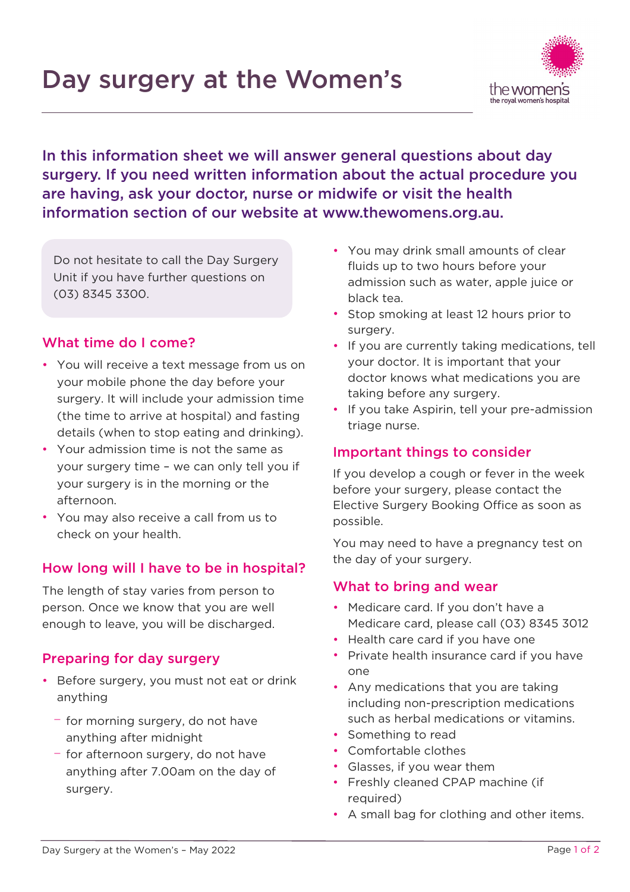# Day surgery at the Women's

**In this information sheet we will answer general questions about day surgery. If you need written information about the actual procedure you are having, ask your doctor, nurse or midwife or visit the health information section of our website at www.thewomens.org.au.**

> Do not hesitate to call the Day Surgery Unit if you have further questions on (03) 8345 3300.

## What time do I come?

- You will receive a text message from us on your mobile phone the day before your surgery. It will include your admission time (the time to arrive at hospital) and fasting details (when to stop eating and drinking).
- Your admission time is not the same as your surgery time – we can only tell you if your surgery is in the morning or the afternoon.
- You may also receive a call from us to check on your health.

## How long will I have to be in hospital?

The length of stay varies from person to person. Once we know that you are well enough to leave, you will be discharged.

## Preparing for day surgery

- Before surgery, you must not eat or drink anything
  - for morning surgery, do not have anything after midnight
  - for afternoon surgery, do not have anything after 7.00am on the day of surgery.
- You may drink small amounts of clear fluids up to two hours before your admission such as water, apple juice or black tea.
- Stop smoking at least 12 hours prior to surgery.
- If you are currently taking medications, tell your doctor. It is important that your doctor knows what medications you are taking before any surgery.
- If you take Aspirin, tell your pre-admission triage nurse.

## Important things to consider

If you develop a cough or fever in the week before your surgery, please contact the Elective Surgery Booking Office as soon as possible.

You may need to have a pregnancy test on the day of your surgery.

## What to bring and wear

- Medicare card. If you don't have a Medicare card, please call (03) 8345 3012
- Health care card if you have one
- Private health insurance card if you have one
- Any medications that you are taking including non-prescription medications such as herbal medications or vitamins.
- Something to read
- Comfortable clothes
- Glasses, if you wear them
- Freshly cleaned CPAP machine (if required)
- A small bag for clothing and other items.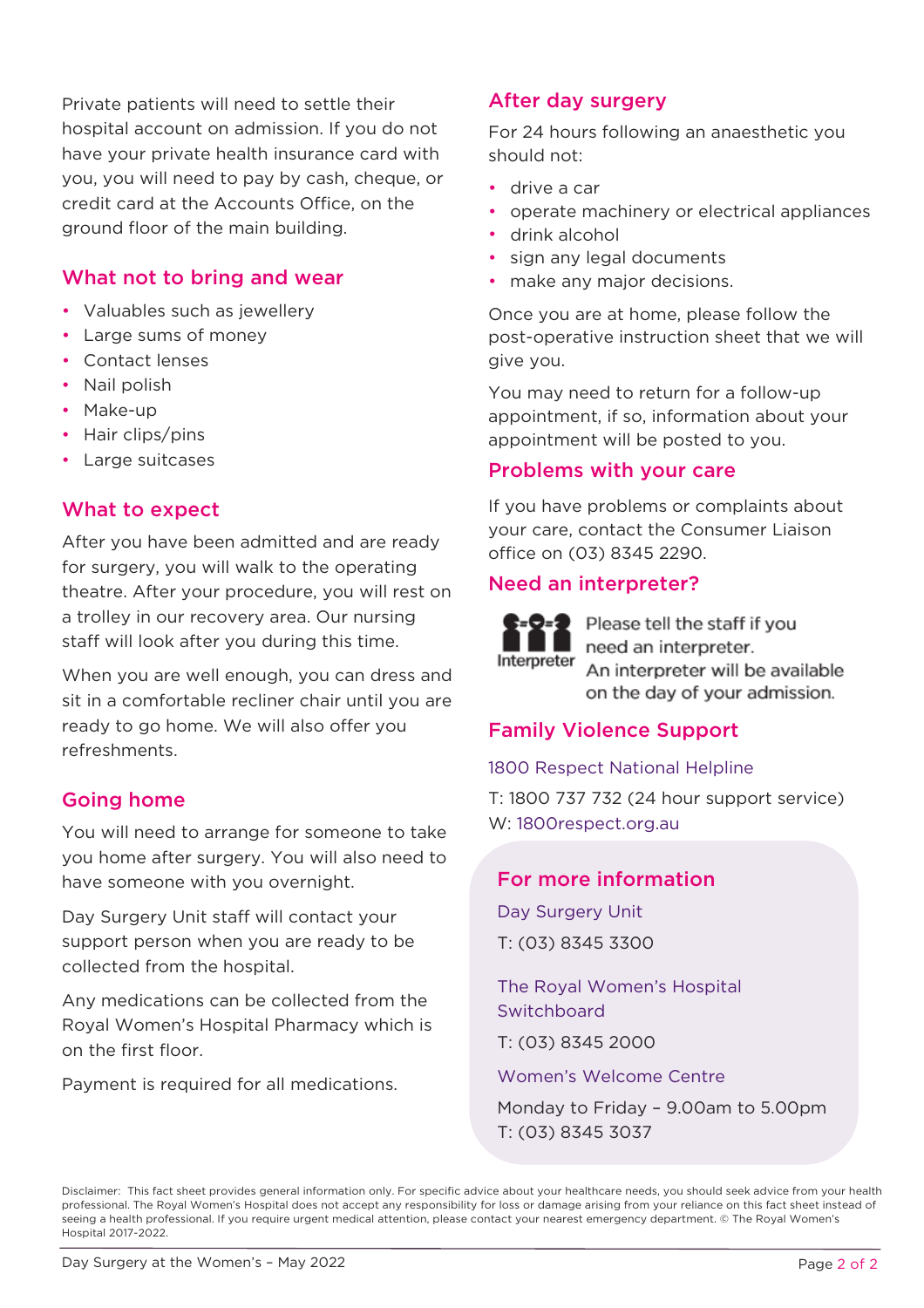Private patients will need to settle their hospital account on admission. If you do not have your private health insurance card with you, you will need to pay by cash, cheque, or credit card at the Accounts Office, on the ground floor of the main building.

## What not to bring and wear

- Valuables such as jewellery
- Large sums of money
- Contact lenses
- Nail polish
- Make-up
- Hair clips/pins
- Large suitcases

## What to expect

After you have been admitted and are ready for surgery, you will walk to the operating theatre. After your procedure, you will rest on a trolley in our recovery area. Our nursing staff will look after you during this time.

When you are well enough, you can dress and sit in a comfortable recliner chair until you are ready to go home. We will also offer you refreshments.

## Going home

You will need to arrange for someone to take you home after surgery. You will also need to have someone with you overnight.

Day Surgery Unit staff will contact your support person when you are ready to be collected from the hospital.

Any medications can be collected from the Royal Women's Hospital Pharmacy which is on the first floor.

Payment is required for all medications.

## After day surgery

For 24 hours following an anaesthetic you should not:

- drive a car
- operate machinery or electrical appliances
- drink alcohol
- sign any legal documents
- make any major decisions.

Once you are at home, please follow the post-operative instruction sheet that we will give you.

You may need to return for a follow-up appointment, if so, information about your appointment will be posted to you.

## Problems with your care

If you have problems or complaints about your care, contact the Consumer Liaison office on (03) 8345 2290.

## Need an interpreter?

Interpreter

Please tell the staff if you need an interpreter. An interpreter will be available on the day of your admission.

## Family Violence Support

1800 Respect National Helpline

T: 1800 737 732 (24 hour support service)
W: 1800respect.org.au

## For more information

Day Surgery Unit

T: (03) 8345 3300

The Royal Women's Hospital Switchboard

T: (03) 8345 2000

Women's Welcome Centre

Monday to Friday – 9.00am to 5.00pm
T: (03) 8345 3037

Disclaimer: This fact sheet provides general information only. For specific advice about your healthcare needs, you should seek advice from your health professional. The Royal Women's Hospital does not accept any responsibility for loss or damage arising from your reliance on this fact sheet instead of seeing a health professional. If you require urgent medical attention, please contact your nearest emergency department. © The Royal Women's Hospital 2017-2022.